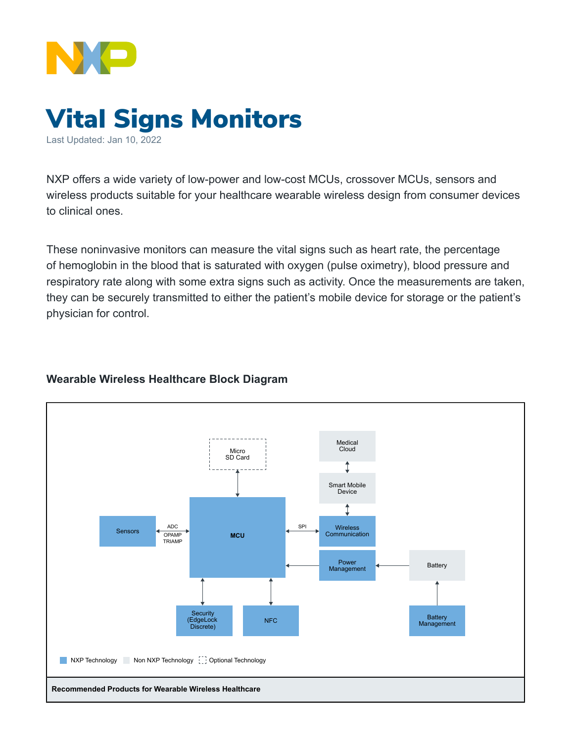// NXP

# Vital Signs Monitors

Last Updated: Jan 10, 2022

NXP offers a wide variety of low-power and low-cost MCUs, crossover MCUs, sensors and wireless products suitable for your healthcare wearable wireless design from consumer devices to clinical ones.

These noninvasive monitors can measure the vital signs such as heart rate, the percentage of hemoglobin in the blood that is saturated with oxygen (pulse oximetry), blood pressure and respiratory rate along with some extra signs such as activity. Once the measurements are taken, they can be securely transmitted to either the patient's mobile device for storage or the patient's physician for control.

### Wearable Wireless Healthcare Block Diagram

Micro SD Card

Medical Cloud

Smart Mobile Device

Sensors

ADC OPAMP TRIAMP

MCU

SPI

Wireless Communication

Power Management

Battery

Security (EdgeLock Discrete)

NFC

Battery Management

NXP Technology Non NXP Technology Optional Technology

**Recommended Products for Wearable Wireless Healthcare**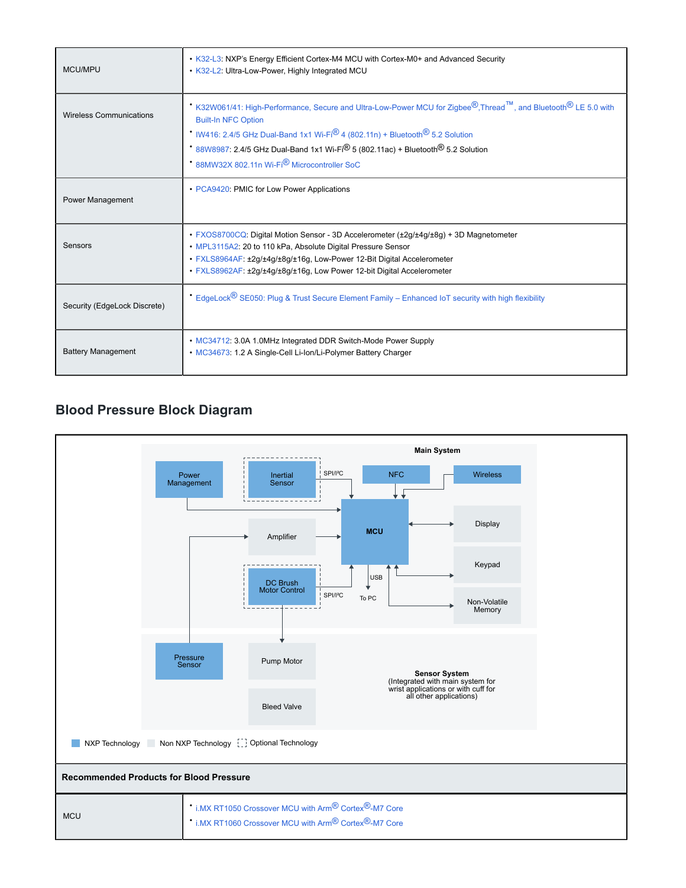| | |
|---|---|
| MCU/MPU | • K32-L3: NXP's Energy Efficient Cortex-M4 MCU with Cortex-M0+ and Advanced Security<br>• K32-L2: Ultra-Low-Power, Highly Integrated MCU |
| Wireless Communications | • K32W061/41: High-Performance, Secure and Ultra-Low-Power MCU for Zigbee®,Thread™, and Bluetooth® LE 5.0 with Built-In NFC Option<br>• IW416: 2.4/5 GHz Dual-Band 1x1 Wi-Fi® 4 (802.11n) + Bluetooth® 5.2 Solution<br>• 88W8987: 2.4/5 GHz Dual-Band 1x1 Wi-Fi® 5 (802.11ac) + Bluetooth® 5.2 Solution<br>• 88MW32X 802.11n Wi-Fi® Microcontroller SoC |
| Power Management | • PCA9420: PMIC for Low Power Applications |
| Sensors | • FXOS8700CQ: Digital Motion Sensor - 3D Accelerometer (±2g/±4g/±8g) + 3D Magnetometer<br>• MPL3115A2: 20 to 110 kPa, Absolute Digital Pressure Sensor<br>• FXLS8964AF: ±2g/±4g/±8g/±16g, Low-Power 12-Bit Digital Accelerometer<br>• FXLS8962AF: ±2g/±4g/±8g/±16g, Low Power 12-bit Digital Accelerometer |
| Security (EdgeLock Discrete) | • EdgeLock® SE050: Plug & Trust Secure Element Family – Enhanced IoT security with high flexibility |
| Battery Management | • MC34712: 3.0A 1.0MHz Integrated DDR Switch-Mode Power Supply<br>• MC34673: 1.2 A Single-Cell Li-Ion/Li-Polymer Battery Charger |

## Blood Pressure Block Diagram

Main System: Power Management, Inertial Sensor (SPI/I²C), NFC, Wireless, MCU, Amplifier, Display, Keypad, Non-Volatile Memory, DC Brush Motor Control (SPI/I²C), USB To PC

Sensor System (Integrated with main system for wrist applications or with cuff for all other applications): Pressure Sensor, Pump Motor, Bleed Valve

NXP Technology | Non NXP Technology | Optional Technology

| Recommended Products for Blood Pressure | |
|---|---|
| MCU | • i.MX RT1050 Crossover MCU with Arm® Cortex®-M7 Core<br>• i.MX RT1060 Crossover MCU with Arm® Cortex®-M7 Core |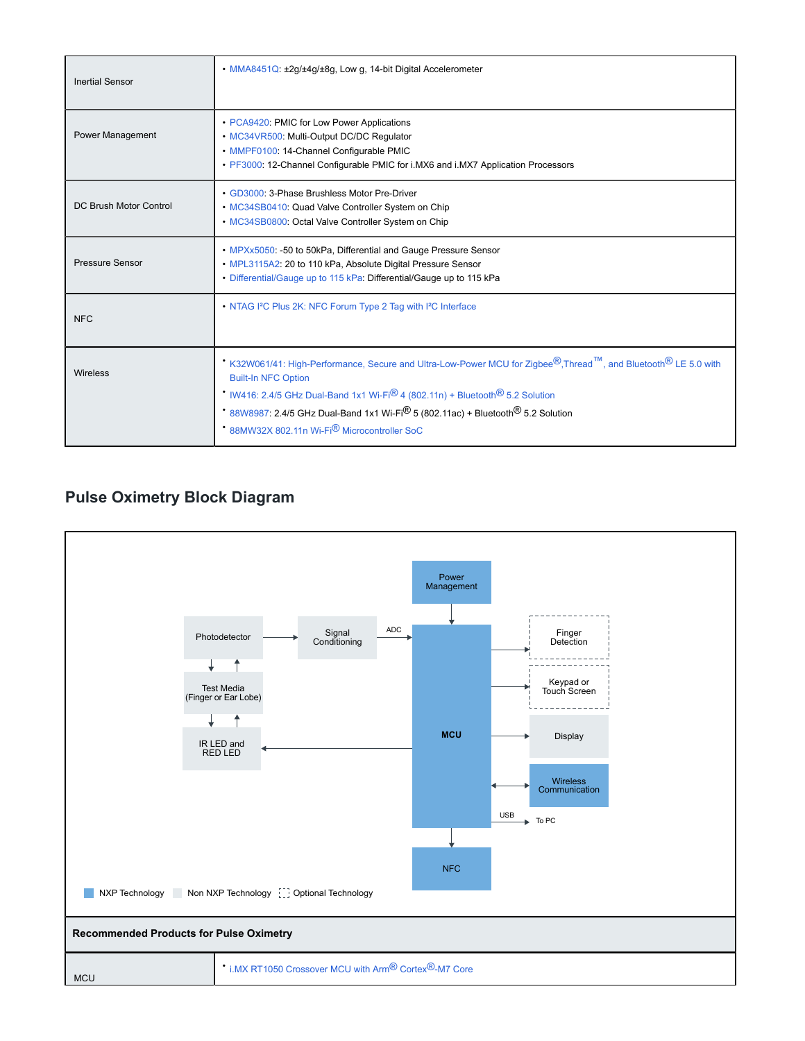| | |
|---|---|
| Inertial Sensor | • MMA8451Q: ±2g/±4g/±8g, Low g, 14-bit Digital Accelerometer |
| Power Management | • PCA9420: PMIC for Low Power Applications<br>• MC34VR500: Multi-Output DC/DC Regulator<br>• MMPF0100: 14-Channel Configurable PMIC<br>• PF3000: 12-Channel Configurable PMIC for i.MX6 and i.MX7 Application Processors |
| DC Brush Motor Control | • GD3000: 3-Phase Brushless Motor Pre-Driver<br>• MC34SB0410: Quad Valve Controller System on Chip<br>• MC34SB0800: Octal Valve Controller System on Chip |
| Pressure Sensor | • MPXx5050: -50 to 50kPa, Differential and Gauge Pressure Sensor<br>• MPL3115A2: 20 to 110 kPa, Absolute Digital Pressure Sensor<br>• Differential/Gauge up to 115 kPa: Differential/Gauge up to 115 kPa |
| NFC | • NTAG I²C Plus 2K: NFC Forum Type 2 Tag with I²C Interface |
| Wireless | • K32W061/41: High-Performance, Secure and Ultra-Low-Power MCU for Zigbee®,Thread™, and Bluetooth® LE 5.0 with Built-In NFC Option<br>• IW416: 2.4/5 GHz Dual-Band 1x1 Wi-Fi® 4 (802.11n) + Bluetooth® 5.2 Solution<br>• 88W8987: 2.4/5 GHz Dual-Band 1x1 Wi-Fi® 5 (802.11ac) + Bluetooth® 5.2 Solution<br>• 88MW32X 802.11n Wi-Fi® Microcontroller SoC |

## Pulse Oximetry Block Diagram

Power Management → MCU

Photodetector → Signal Conditioning → (ADC) → MCU

Photodetector ↔ Test Media (Finger or Ear Lobe) ↔ IR LED and RED LED

MCU → IR LED and RED LED

MCU → Finger Detection (optional)

MCU → Keypad or Touch Screen (optional)

MCU → Display

MCU ↔ Wireless Communication

MCU → (USB) → To PC

MCU → NFC

Legend: NXP Technology | Non NXP Technology | Optional Technology

**Recommended Products for Pulse Oximetry**

| | |
|---|---|
| MCU | • i.MX RT1050 Crossover MCU with Arm® Cortex®-M7 Core |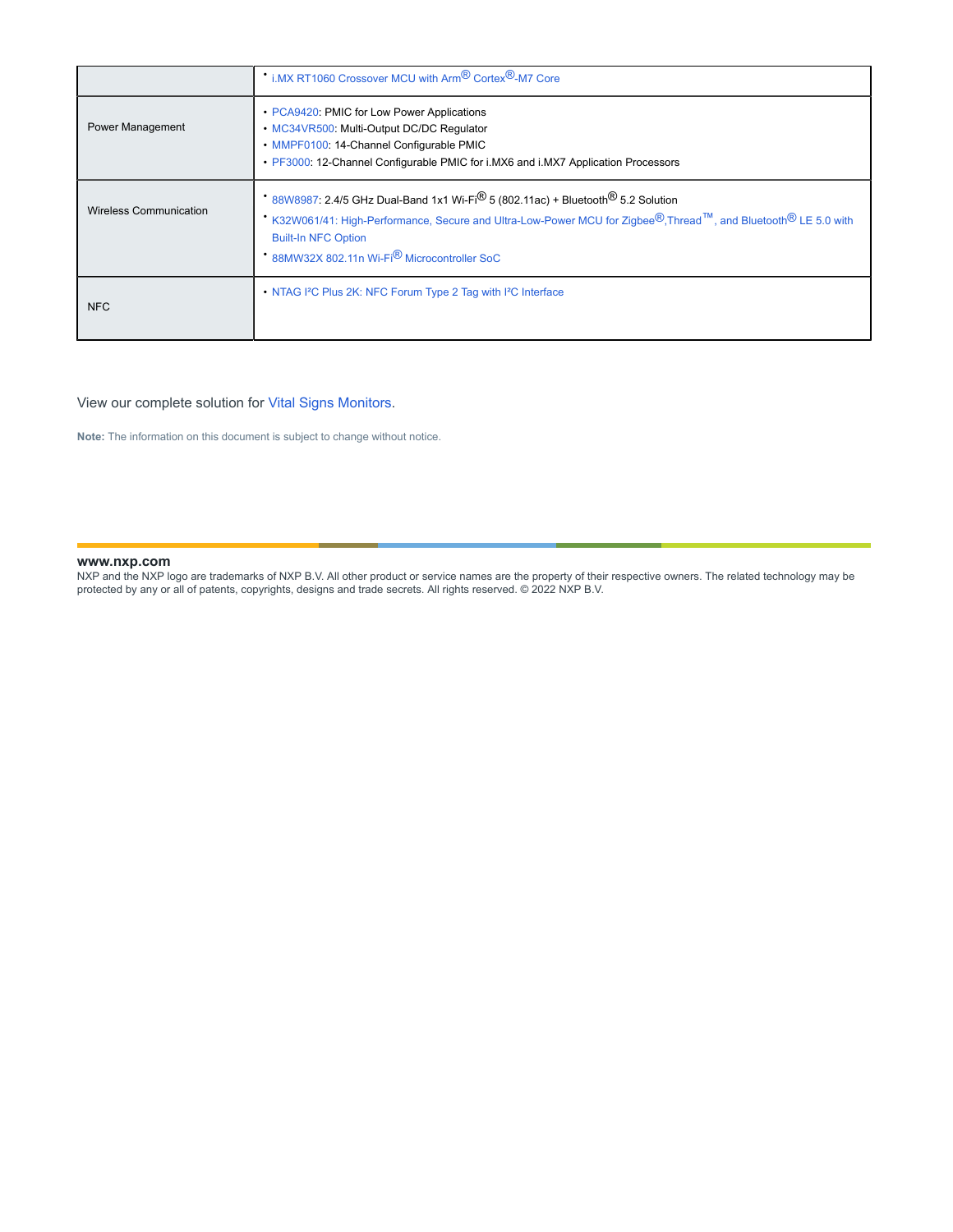| | |
|---|---|
| | • i.MX RT1060 Crossover MCU with Arm® Cortex®-M7 Core |
| Power Management | • PCA9420: PMIC for Low Power Applications<br>• MC34VR500: Multi-Output DC/DC Regulator<br>• MMPF0100: 14-Channel Configurable PMIC<br>• PF3000: 12-Channel Configurable PMIC for i.MX6 and i.MX7 Application Processors |
| Wireless Communication | • 88W8987: 2.4/5 GHz Dual-Band 1x1 Wi-Fi® 5 (802.11ac) + Bluetooth® 5.2 Solution<br>• K32W061/41: High-Performance, Secure and Ultra-Low-Power MCU for Zigbee®,Thread™, and Bluetooth® LE 5.0 with Built-In NFC Option<br>• 88MW32X 802.11n Wi-Fi® Microcontroller SoC |
| NFC | • NTAG I²C Plus 2K: NFC Forum Type 2 Tag with I²C Interface |

View our complete solution for Vital Signs Monitors.

**Note:** The information on this document is subject to change without notice.

**www.nxp.com**
NXP and the NXP logo are trademarks of NXP B.V. All other product or service names are the property of their respective owners. The related technology may be protected by any or all of patents, copyrights, designs and trade secrets. All rights reserved. © 2022 NXP B.V.